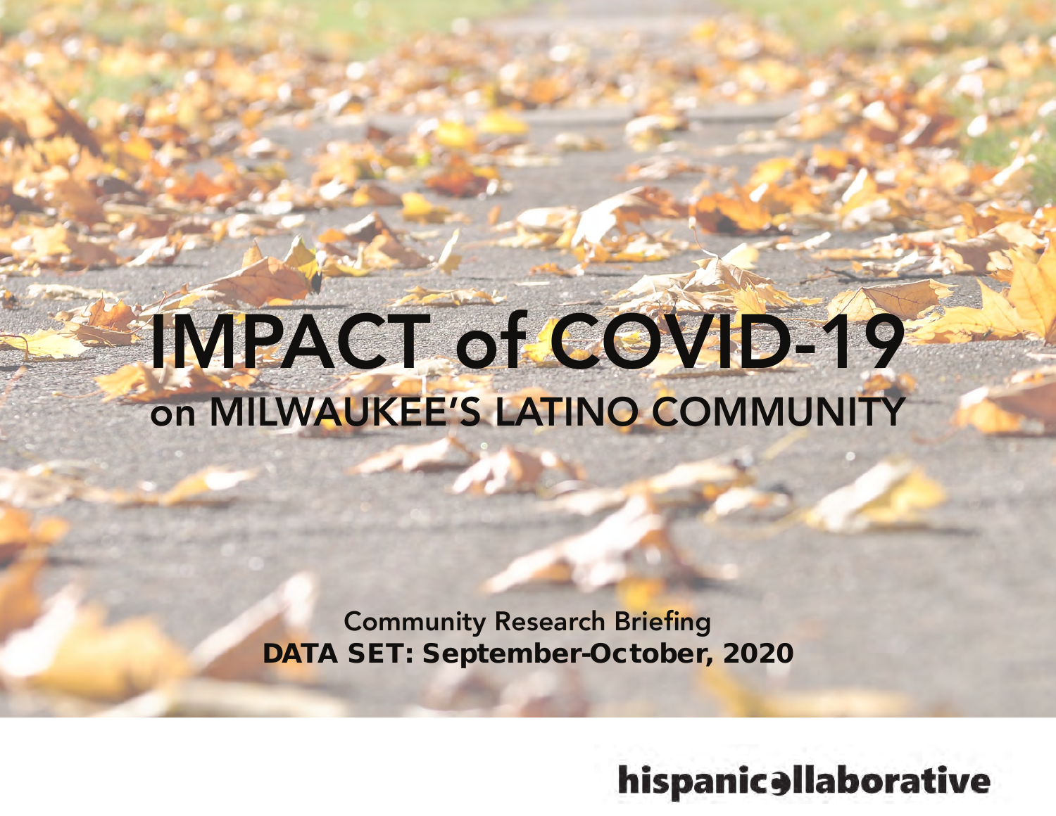# IMPACT of COVID-19

## on MILWAUKEE'S LATINO COMMUNITY

Community Research Briefing

**DATA SET: September-October, 2020**

hispanicollaborative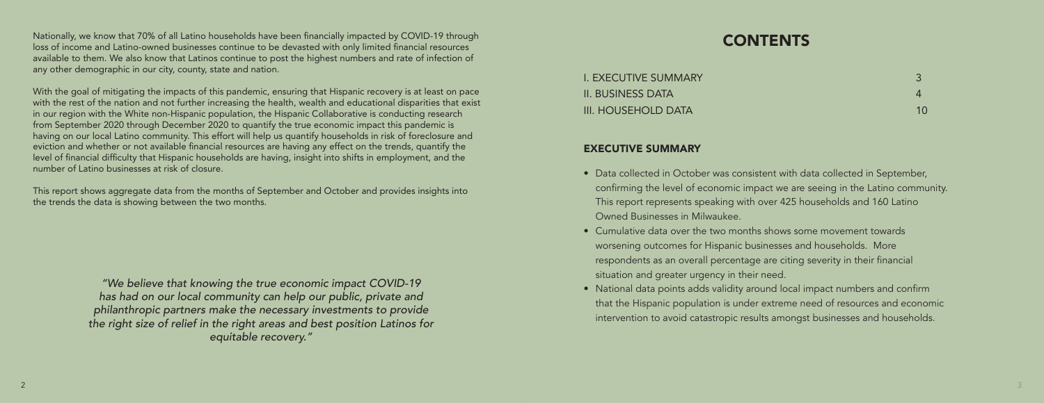Nationally, we know that 70% of all Latino households have been financially impacted by COVID-19 through loss of income and Latino-owned businesses continue to be devasted with only limited financial resources available to them. We also know that Latinos continue to post the highest numbers and rate of infection of any other demographic in our city, county, state and nation.

With the goal of mitigating the impacts of this pandemic, ensuring that Hispanic recovery is at least on pace with the rest of the nation and not further increasing the health, wealth and educational disparities that exist in our region with the White non-Hispanic population, the Hispanic Collaborative is conducting research from September 2020 through December 2020 to quantify the true economic impact this pandemic is having on our local Latino community. This effort will help us quantify households in risk of foreclosure and eviction and whether or not available financial resources are having any effect on the trends, quantify the level of financial difficulty that Hispanic households are having, insight into shifts in employment, and the number of Latino businesses at risk of closure.

This report shows aggregate data from the months of September and October and provides insights into the trends the data is showing between the two months.

*"We believe that knowing the true economic impact COVID-19 has had on our local community can help our public, private and philanthropic partners make the necessary investments to provide the right size of relief in the right areas and best position Latinos for equitable recovery."*

# CONTENTS

| | |
|---|---|
| I. EXECUTIVE SUMMARY | 3 |
| II. BUSINESS DATA | 4 |
| III. HOUSEHOLD DATA | 10 |

## EXECUTIVE SUMMARY

- Data collected in October was consistent with data collected in September, confirming the level of economic impact we are seeing in the Latino community. This report represents speaking with over 425 households and 160 Latino Owned Businesses in Milwaukee.
- Cumulative data over the two months shows some movement towards worsening outcomes for Hispanic businesses and households. More respondents as an overall percentage are citing severity in their financial situation and greater urgency in their need.
- National data points adds validity around local impact numbers and confirm that the Hispanic population is under extreme need of resources and economic intervention to avoid catastropic results amongst businesses and households.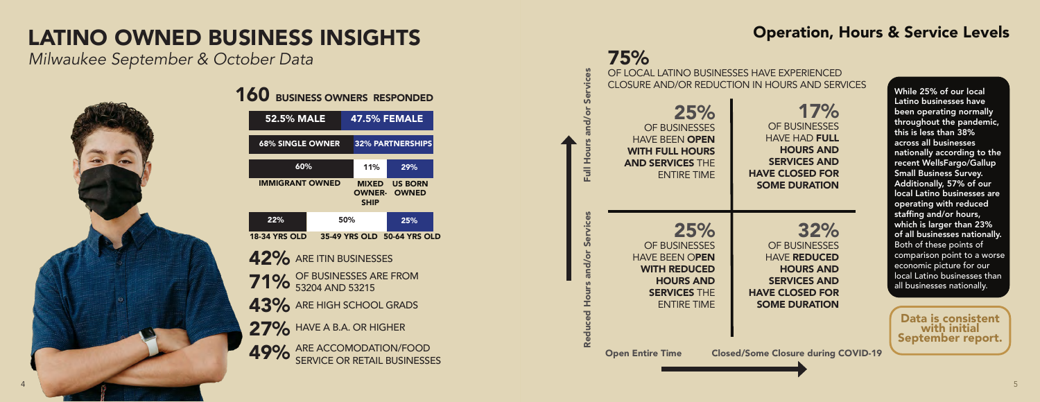# LATINO OWNED BUSINESS INSIGHTS

*Milwaukee September & October Data*

## 160 BUSINESS OWNERS RESPONDED

| 52.5% MALE | 47.5% FEMALE |
|---|---|

| 68% SINGLE OWNER | 32% PARTNERSHIPS |
|---|---|

| 60% | 11% | 29% |
|---|---|---|
| IMMIGRANT OWNED | MIXED OWNER-SHIP | US BORN OWNED |

| 22% | 50% | 25% |
|---|---|---|
| 18-34 YRS OLD | 35-49 YRS OLD | 50-64 YRS OLD |

**42%** ARE ITIN BUSINESSES

**71%** OF BUSINESSES ARE FROM 53204 AND 53215

**43%** ARE HIGH SCHOOL GRADS

**27%** HAVE A B.A. OR HIGHER

**49%** ARE ACCOMODATION/FOOD SERVICE OR RETAIL BUSINESSES

## Operation, Hours & Service Levels

### 75%

OF LOCAL LATINO BUSINESSES HAVE EXPERIENCED CLOSURE AND/OR REDUCTION IN HOURS AND SERVICES

| | Open Entire Time | Closed/Some Closure during COVID-19 |
|---|---|---|
| Full Hours and/or Services | **25%** OF BUSINESSES HAVE BEEN **OPEN WITH FULL HOURS AND SERVICES** THE ENTIRE TIME | **17%** OF BUSINESSES HAVE HAD **FULL HOURS AND SERVICES AND HAVE CLOSED FOR SOME DURATION** |
| Reduced Hours and/or Services | **25%** OF BUSINESSES HAVE BEEN **OPEN WITH REDUCED HOURS AND SERVICES** THE ENTIRE TIME | **32%** OF BUSINESSES HAVE **REDUCED HOURS AND SERVICES AND HAVE CLOSED FOR SOME DURATION** |

While 25% of our local Latino businesses have been operating normally throughout the pandemic, this is less than 38% across all businesses nationally according to the recent WellsFargo/Gallup Small Business Survey. Additionally, 57% of our local Latino businesses are operating with reduced staffing and/or hours, which is larger than 23% of all businesses nationally. Both of these points of comparison point to a worse economic picture for our local Latino businesses than all businesses nationally.

**Data is consistent with initial September report.**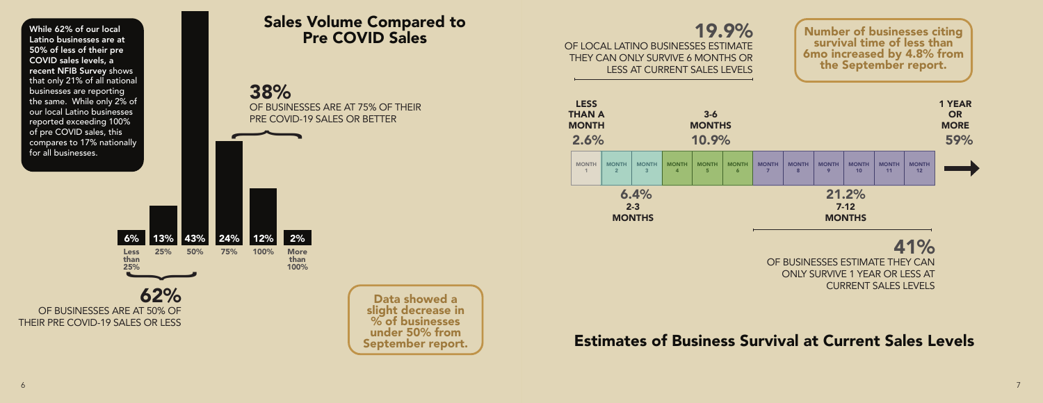While 62% of our local Latino businesses are at 50% of less of their pre COVID sales levels, a **recent NFIB Survey** shows that only 21% of all national businesses are reporting the same. While only 2% of our local Latino businesses reported exceeding 100% of pre COVID sales, this compares to 17% nationally for all businesses.

## Sales Volume Compared to Pre COVID Sales

**38%**
OF BUSINESSES ARE AT 75% OF THEIR PRE COVID-19 SALES OR BETTER

6% Less than 25%
13% 25%
43% 50%
24% 75%
12% 100%
2% More than 100%

**62%**
OF BUSINESSES ARE AT 50% OF THEIR PRE COVID-19 SALES OR LESS

**Data showed a slight decrease in % of businesses under 50% from September report.**

**19.9%**
OF LOCAL LATINO BUSINESSES ESTIMATE THEY CAN ONLY SURVIVE 6 MONTHS OR LESS AT CURRENT SALES LEVELS

**Number of businesses citing survival time of less than 6mo increased by 4.8% from the September report.**

LESS THAN A MONTH 2.6%
3-6 MONTHS 10.9%
1 YEAR OR MORE 59%

MONTH 1
MONTH 2
MONTH 3
MONTH 4
MONTH 5
MONTH 6
MONTH 7
MONTH 8
MONTH 9
MONTH 10
MONTH 11
MONTH 12

6.4% 2-3 MONTHS
21.2% 7-12 MONTHS

**41%**
OF BUSINESSES ESTIMATE THEY CAN ONLY SURVIVE 1 YEAR OR LESS AT CURRENT SALES LEVELS

## Estimates of Business Survival at Current Sales Levels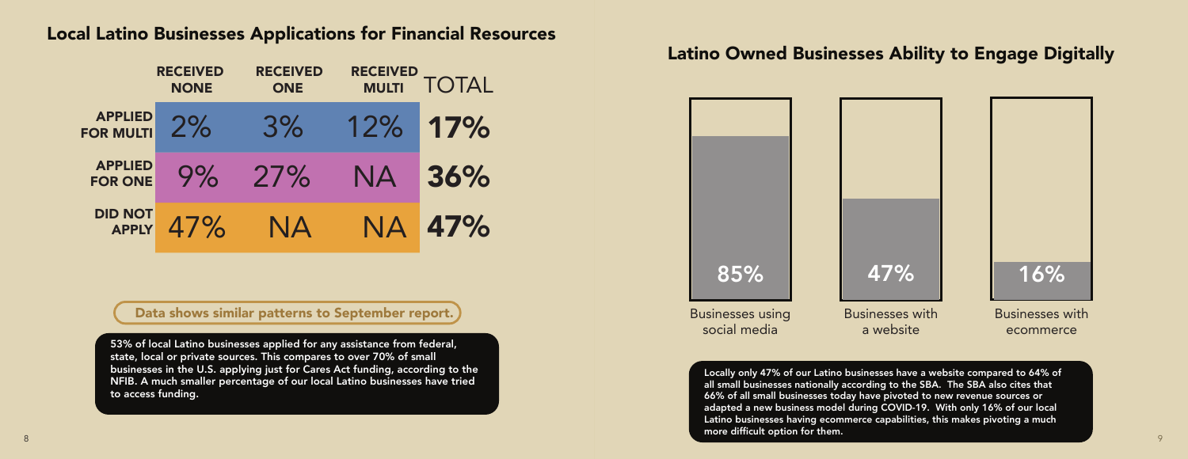## Local Latino Businesses Applications for Financial Resources

| | RECEIVED NONE | RECEIVED ONE | RECEIVED MULTI | TOTAL |
|---|---|---|---|---|
| APPLIED FOR MULTI | 2% | 3% | 12% | **17%** |
| APPLIED FOR ONE | 9% | 27% | NA | **36%** |
| DID NOT APPLY | 47% | NA | NA | **47%** |

**Data shows similar patterns to September report.**

**53% of local Latino businesses applied for any assistance from federal, state, local or private sources. This compares to over 70% of small businesses in the U.S. applying just for Cares Act funding, according to the NFIB. A much smaller percentage of our local Latino businesses have tried to access funding.**

## Latino Owned Businesses Ability to Engage Digitally

85%

Businesses using social media

47%

Businesses with a website

16%

Businesses with ecommerce

**Locally only 47% of our Latino businesses have a website compared to 64% of all small businesses nationally according to the SBA. The SBA also cites that 66% of all small businesses today have pivoted to new revenue sources or adapted a new business model during COVID-19. With only 16% of our local Latino businesses having ecommerce capabilities, this makes pivoting a much more difficult option for them.**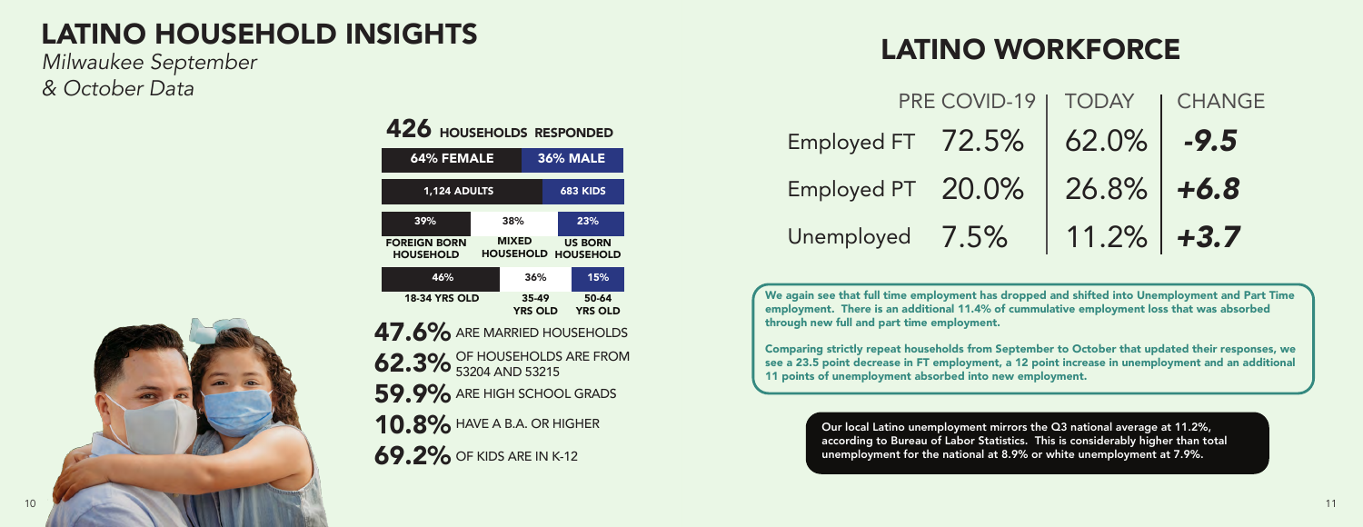# LATINO HOUSEHOLD INSIGHTS

*Milwaukee September & October Data*

**426** HOUSEHOLDS RESPONDED

| | | |
|---|---|---|
| 64% FEMALE | | 36% MALE |
| 1,124 ADULTS | | 683 KIDS |
| 39% | 38% | 23% |
| FOREIGN BORN HOUSEHOLD | MIXED HOUSEHOLD | US BORN HOUSEHOLD |
| 46% | 36% | 15% |
| 18-34 YRS OLD | 35-49 YRS OLD | 50-64 YRS OLD |

**47.6%** ARE MARRIED HOUSEHOLDS

**62.3%** OF HOUSEHOLDS ARE FROM 53204 AND 53215

**59.9%** ARE HIGH SCHOOL GRADS

**10.8%** HAVE A B.A. OR HIGHER

**69.2%** OF KIDS ARE IN K-12

# LATINO WORKFORCE

| | PRE COVID-19 | TODAY | CHANGE |
|---|---|---|---|
| Employed FT | 72.5% | 62.0% | ***-9.5*** |
| Employed PT | 20.0% | 26.8% | ***+6.8*** |
| Unemployed | 7.5% | 11.2% | ***+3.7*** |

**We again see that full time employment has dropped and shifted into Unemployment and Part Time employment. There is an additional 11.4% of cummulative employment loss that was absorbed through new full and part time employment.**

**Comparing strictly repeat households from September to October that updated their responses, we see a 23.5 point decrease in FT employment, a 12 point increase in unemployment and an additional 11 points of unemployment absorbed into new employment.**

**Our local Latino unemployment mirrors the Q3 national average at 11.2%, according to Bureau of Labor Statistics. This is considerably higher than total unemployment for the national at 8.9% or white unemployment at 7.9%.**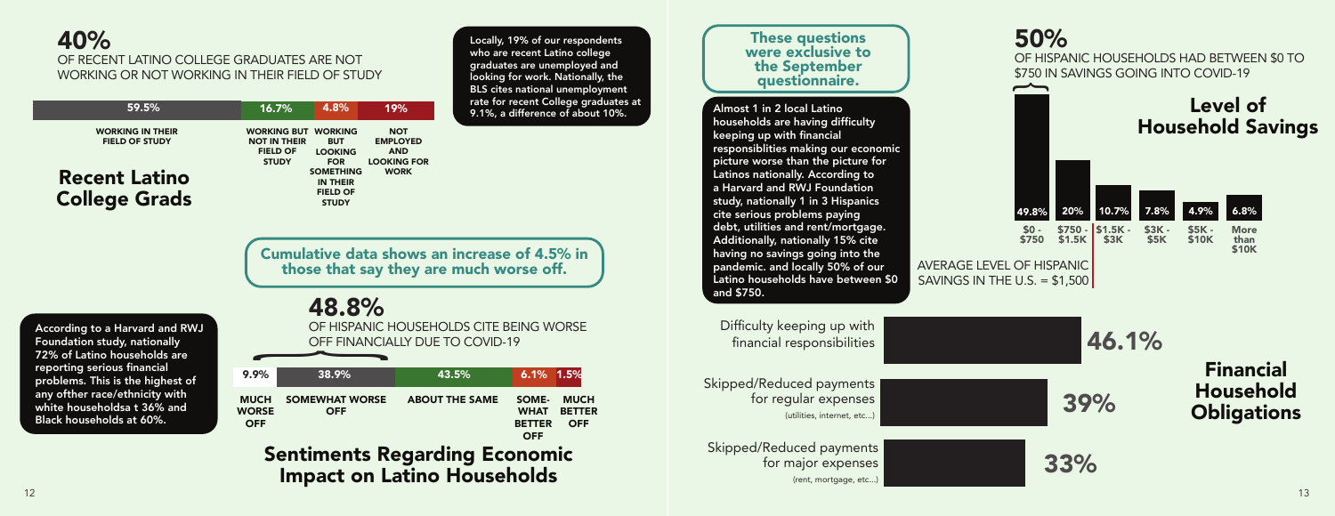# 40%

OF RECENT LATINO COLLEGE GRADUATES ARE NOT WORKING OR NOT WORKING IN THEIR FIELD OF STUDY

59.5%
WORKING IN THEIR FIELD OF STUDY

16.7%
WORKING BUT NOT IN THEIR FIELD OF STUDY

4.8%
WORKING BUT LOOKING FOR SOMETHING IN THEIR FIELD OF STUDY

19%
NOT EMPLOYED AND LOOKING FOR WORK

## Recent Latino College Grads

**Locally, 19% of our respondents who are recent Latino college graduates are unemployed and looking for work. Nationally, the BLS cites national unemployment rate for recent College graduates at 9.1%, a difference of about 10%.**

**Cumulative data shows an increase of 4.5% in those that say they are much worse off.**

**According to a Harvard and RWJ Foundation study, nationally 72% of Latino households are reporting serious financial problems. This is the highest of any ofther race/ethnicity with white householdsa t 36% and Black households at 60%.**

# 48.8%

OF HISPANIC HOUSEHOLDS CITE BEING WORSE OFF FINANCIALLY DUE TO COVID-19

9.9%
MUCH WORSE OFF

38.9%
SOMEWHAT WORSE OFF

43.5%
ABOUT THE SAME

6.1%
SOME-WHAT BETTER OFF

1.5%
MUCH BETTER OFF

## Sentiments Regarding Economic Impact on Latino Households

**These questions were exclusive to the September questionnaire.**

**Almost 1 in 2 local Latino households are having difficulty keeping up with financial responsiblities making our economic picture worse than the picture for Latinos nationally. According to a Harvard and RWJ Foundation study, nationally 1 in 3 Hispanics cite serious problems paying debt, utilities and rent/mortgage. Additionally, nationally 15% cite having no savings going into the pandemic. and locally 50% of our Latino households have between $0 and $750.**

# 50%

OF HISPANIC HOUSEHOLDS HAD BETWEEN $0 TO $750 IN SAVINGS GOING INTO COVID-19

## Level of Household Savings

49.8%
$0 - $750

20%
$750 - $1.5K

10.7%
$1.5K - $3K

7.8%
$3K - $5K

4.9%
$5K - $10K

6.8%
More than $10K

AVERAGE LEVEL OF HISPANIC SAVINGS IN THE U.S. = $1,500

## Financial Household Obligations

Difficulty keeping up with financial responsibilities
46.1%

Skipped/Reduced payments for regular expenses (utilities, internet, etc...)
39%

Skipped/Reduced payments for major expenses (rent, mortgage, etc...)
33%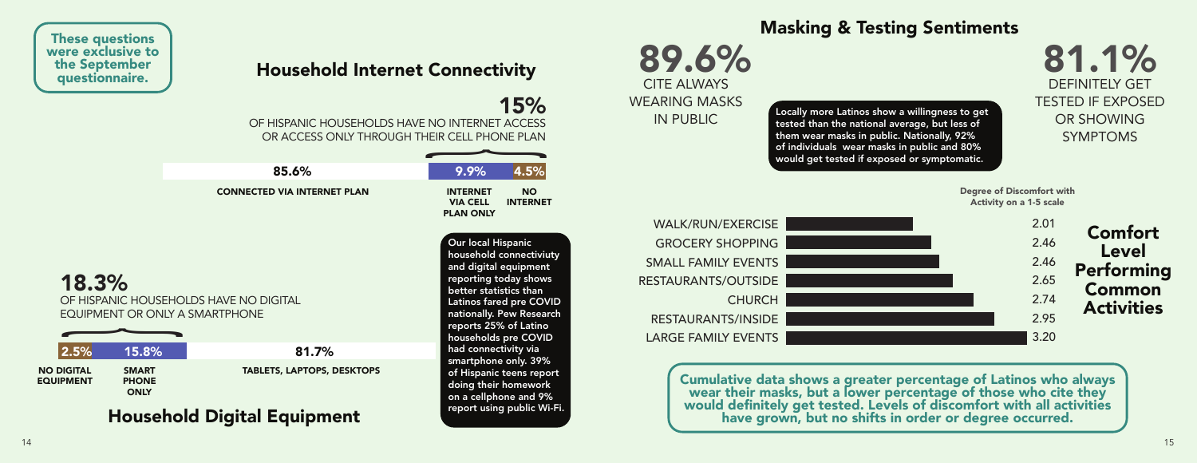These questions were exclusive to the September questionnaire.

## Household Internet Connectivity

**15%**
OF HISPANIC HOUSEHOLDS HAVE NO INTERNET ACCESS OR ACCESS ONLY THROUGH THEIR CELL PHONE PLAN

85.6%
CONNECTED VIA INTERNET PLAN

9.9%
INTERNET VIA CELL PLAN ONLY

4.5%
NO INTERNET

**18.3%**
OF HISPANIC HOUSEHOLDS HAVE NO DIGITAL EQUIPMENT OR ONLY A SMARTPHONE

2.5%
NO DIGITAL EQUIPMENT

15.8%
SMART PHONE ONLY

81.7%
TABLETS, LAPTOPS, DESKTOPS

## Household Digital Equipment

Our local Hispanic household connectiviuty and digital equipment reporting today shows better statistics than Latinos fared pre COVID nationally. Pew Research reports 25% of Latino households pre COVID had connectivity via smartphone only. 39% of Hispanic teens report doing their homework on a cellphone and 9% report using public Wi-Fi.

## Masking & Testing Sentiments

**89.6%**
CITE ALWAYS WEARING MASKS IN PUBLIC

Locally more Latinos show a willingness to get tested than the national average, but less of them wear masks in public. Nationally, 92% of individuals wear masks in public and 80% would get tested if exposed or symptomatic.

**81.1%**
DEFINITELY GET TESTED IF EXPOSED OR SHOWING SYMPTOMS

## Comfort Level Performing Common Activities

Degree of Discomfort with Activity on a 1-5 scale

WALK/RUN/EXERCISE 2.01
GROCERY SHOPPING 2.46
SMALL FAMILY EVENTS 2.46
RESTAURANTS/OUTSIDE 2.65
CHURCH 2.74
RESTAURANTS/INSIDE 2.95
LARGE FAMILY EVENTS 3.20

Cumulative data shows a greater percentage of Latinos who always wear their masks, but a lower percentage of those who cite they would definitely get tested. Levels of discomfort with all activities have grown, but no shifts in order or degree occurred.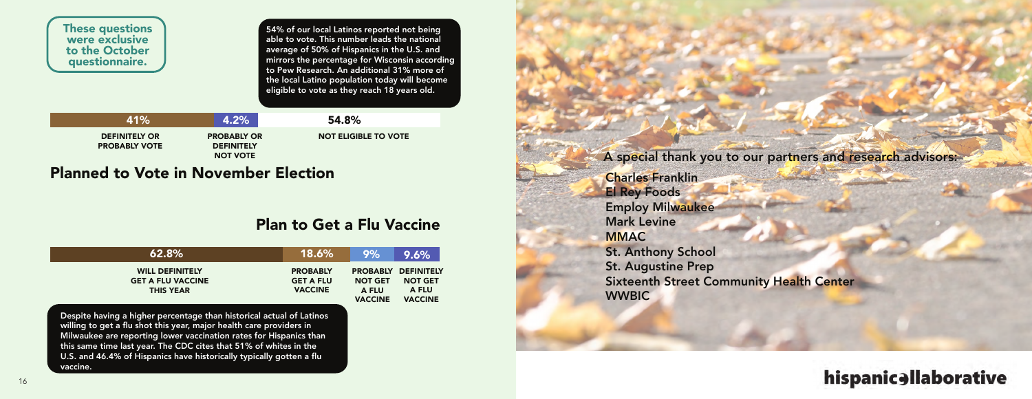These questions were exclusive to the October questionnaire.

54% of our local Latinos reported not being able to vote. This number leads the national average of 50% of Hispanics in the U.S. and mirrors the percentage for Wisconsin according to Pew Research. An additional 31% more of the local Latino population today will become eligible to vote as they reach 18 years old.

41%
DEFINITELY OR PROBABLY VOTE

4.2%
PROBABLY OR DEFINITELY NOT VOTE

54.8%
NOT ELIGIBLE TO VOTE

## Planned to Vote in November Election

## Plan to Get a Flu Vaccine

62.8%
WILL DEFINITELY GET A FLU VACCINE THIS YEAR

18.6%
PROBABLY GET A FLU VACCINE

9%
PROBABLY NOT GET A FLU VACCINE

9.6%
DEFINITELY NOT GET A FLU VACCINE

Despite having a higher percentage than historical actual of Latinos willing to get a flu shot this year, major health care providers in Milwaukee are reporting lower vaccination rates for Hispanics than this same time last year. The CDC cites that 51% of whites in the U.S. and 46.4% of Hispanics have historically typically gotten a flu vaccine.

A special thank you to our partners and research advisors:

- Charles Franklin
- El Rey Foods
- Employ Milwaukee
- Mark Levine
- MMAC
- St. Anthony School
- St. Augustine Prep
- Sixteenth Street Community Health Center
- WWBIC

hispanic collaborative